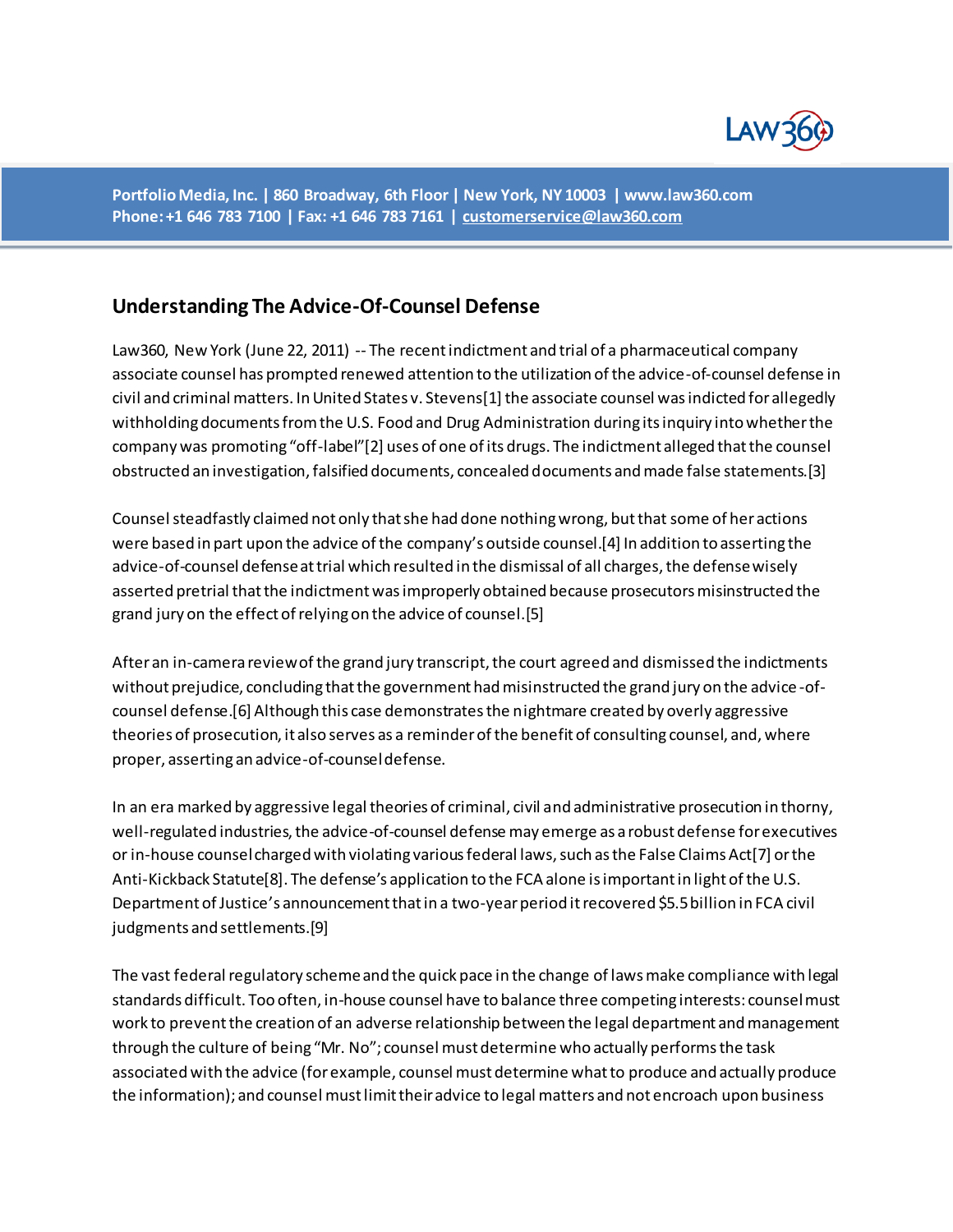Portfolio Media, Inc. | 860 Broadway, 6th Floor | New York, NY 10003 | www.law360.com
Phone: +1 646 783 7100 | Fax: +1 646 783 7161 | customerservice@law360.com

## Understanding The Advice-Of-Counsel Defense

Law360, New York (June 22, 2011) -- The recent indictment and trial of a pharmaceutical company associate counsel has prompted renewed attention to the utilization of the advice-of-counsel defense in civil and criminal matters. In United States v. Stevens[1] the associate counsel was indicted for allegedly withholding documents from the U.S. Food and Drug Administration during its inquiry into whether the company was promoting "off-label"[2] uses of one of its drugs. The indictment alleged that the counsel obstructed an investigation, falsified documents, concealed documents and made false statements.[3]

Counsel steadfastly claimed not only that she had done nothing wrong, but that some of her actions were based in part upon the advice of the company's outside counsel.[4] In addition to asserting the advice-of-counsel defense at trial which resulted in the dismissal of all charges, the defense wisely asserted pretrial that the indictment was improperly obtained because prosecutors misinstructed the grand jury on the effect of relying on the advice of counsel.[5]

After an in-camera review of the grand jury transcript, the court agreed and dismissed the indictments without prejudice, concluding that the government had misinstructed the grand jury on the advice-of-counsel defense.[6] Although this case demonstrates the nightmare created by overly aggressive theories of prosecution, it also serves as a reminder of the benefit of consulting counsel, and, where proper, asserting an advice-of-counsel defense.

In an era marked by aggressive legal theories of criminal, civil and administrative prosecution in thorny, well-regulated industries, the advice-of-counsel defense may emerge as a robust defense for executives or in-house counsel charged with violating various federal laws, such as the False Claims Act[7] or the Anti-Kickback Statute[8]. The defense's application to the FCA alone is important in light of the U.S. Department of Justice's announcement that in a two-year period it recovered $5.5 billion in FCA civil judgments and settlements.[9]

The vast federal regulatory scheme and the quick pace in the change of laws make compliance with legal standards difficult. Too often, in-house counsel have to balance three competing interests: counsel must work to prevent the creation of an adverse relationship between the legal department and management through the culture of being "Mr. No"; counsel must determine who actually performs the task associated with the advice (for example, counsel must determine what to produce and actually produce the information); and counsel must limit their advice to legal matters and not encroach upon business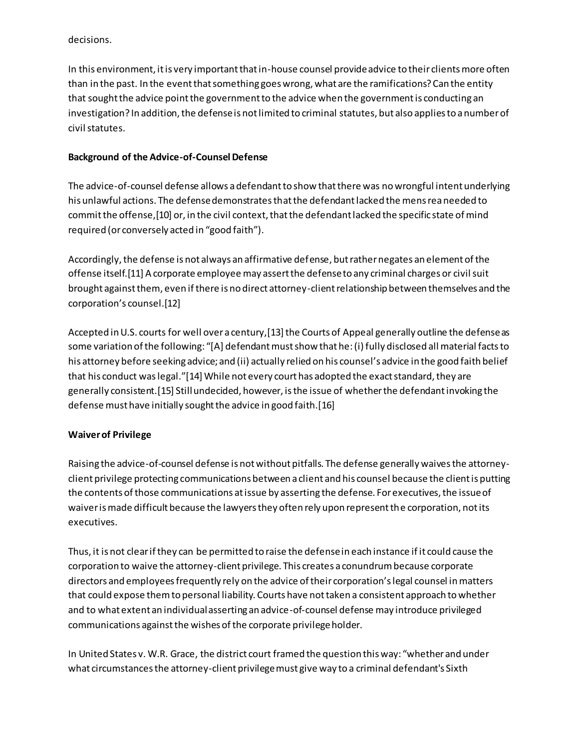decisions.

In this environment, it is very important that in-house counsel provide advice to their clients more often than in the past. In the event that something goes wrong, what are the ramifications? Can the entity that sought the advice point the government to the advice when the government is conducting an investigation? In addition, the defense is not limited to criminal statutes, but also applies to a number of civil statutes.

**Background of the Advice-of-Counsel Defense**

The advice-of-counsel defense allows a defendant to show that there was no wrongful intent underlying his unlawful actions. The defense demonstrates that the defendant lacked the mens rea needed to commit the offense,[10] or, in the civil context, that the defendant lacked the specific state of mind required (or conversely acted in "good faith").

Accordingly, the defense is not always an affirmative defense, but rather negates an element of the offense itself.[11] A corporate employee may assert the defense to any criminal charges or civil suit brought against them, even if there is no direct attorney-client relationship between themselves and the corporation's counsel.[12]

Accepted in U.S. courts for well over a century,[13] the Courts of Appeal generally outline the defense as some variation of the following: "[A] defendant must show that he: (i) fully disclosed all material facts to his attorney before seeking advice; and (ii) actually relied on his counsel's advice in the good faith belief that his conduct was legal."[14] While not every court has adopted the exact standard, they are generally consistent.[15] Still undecided, however, is the issue of whether the defendant invoking the defense must have initially sought the advice in good faith.[16]

**Waiver of Privilege**

Raising the advice-of-counsel defense is not without pitfalls. The defense generally waives the attorney-client privilege protecting communications between a client and his counsel because the client is putting the contents of those communications at issue by asserting the defense. For executives, the issue of waiver is made difficult because the lawyers they often rely upon represent the corporation, not its executives.

Thus, it is not clear if they can be permitted to raise the defense in each instance if it could cause the corporation to waive the attorney-client privilege. This creates a conundrum because corporate directors and employees frequently rely on the advice of their corporation's legal counsel in matters that could expose them to personal liability. Courts have not taken a consistent approach to whether and to what extent an individual asserting an advice-of-counsel defense may introduce privileged communications against the wishes of the corporate privilege holder.

In United States v. W.R. Grace, the district court framed the question this way: "whether and under what circumstances the attorney-client privilege must give way to a criminal defendant's Sixth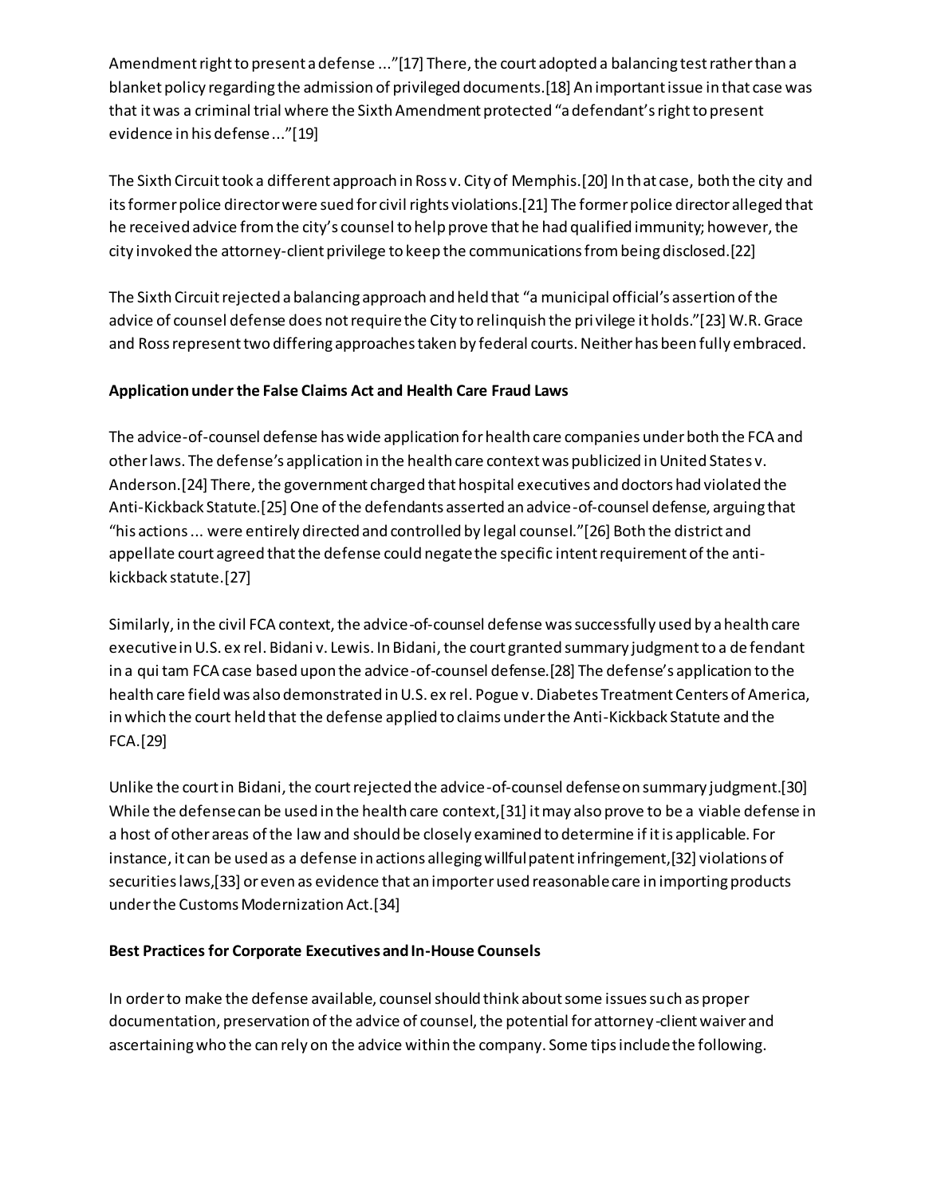Amendment right to present a defense ..."[17] There, the court adopted a balancing test rather than a blanket policy regarding the admission of privileged documents.[18] An important issue in that case was that it was a criminal trial where the Sixth Amendment protected "a defendant's right to present evidence in his defense ..."[19]

The Sixth Circuit took a different approach in Ross v. City of Memphis.[20] In that case, both the city and its former police director were sued for civil rights violations.[21] The former police director alleged that he received advice from the city's counsel to help prove that he had qualified immunity; however, the city invoked the attorney-client privilege to keep the communications from being disclosed.[22]

The Sixth Circuit rejected a balancing approach and held that "a municipal official's assertion of the advice of counsel defense does not require the City to relinquish the privilege it holds."[23] W.R. Grace and Ross represent two differing approaches taken by federal courts. Neither has been fully embraced.

**Application under the False Claims Act and Health Care Fraud Laws**

The advice-of-counsel defense has wide application for health care companies under both the FCA and other laws. The defense's application in the health care context was publicized in United States v. Anderson.[24] There, the government charged that hospital executives and doctors had violated the Anti-Kickback Statute.[25] One of the defendants asserted an advice-of-counsel defense, arguing that "his actions ... were entirely directed and controlled by legal counsel."[26] Both the district and appellate court agreed that the defense could negate the specific intent requirement of the anti-kickback statute.[27]

Similarly, in the civil FCA context, the advice-of-counsel defense was successfully used by a health care executive in U.S. ex rel. Bidani v. Lewis. In Bidani, the court granted summary judgment to a defendant in a qui tam FCA case based upon the advice-of-counsel defense.[28] The defense's application to the health care field was also demonstrated in U.S. ex rel. Pogue v. Diabetes Treatment Centers of America, in which the court held that the defense applied to claims under the Anti-Kickback Statute and the FCA.[29]

Unlike the court in Bidani, the court rejected the advice-of-counsel defense on summary judgment.[30] While the defense can be used in the health care context,[31] it may also prove to be a viable defense in a host of other areas of the law and should be closely examined to determine if it is applicable. For instance, it can be used as a defense in actions alleging willful patent infringement,[32] violations of securities laws,[33] or even as evidence that an importer used reasonable care in importing products under the Customs Modernization Act.[34]

**Best Practices for Corporate Executives and In-House Counsels**

In order to make the defense available, counsel should think about some issues such as proper documentation, preservation of the advice of counsel, the potential for attorney-client waiver and ascertaining who the can rely on the advice within the company. Some tips include the following.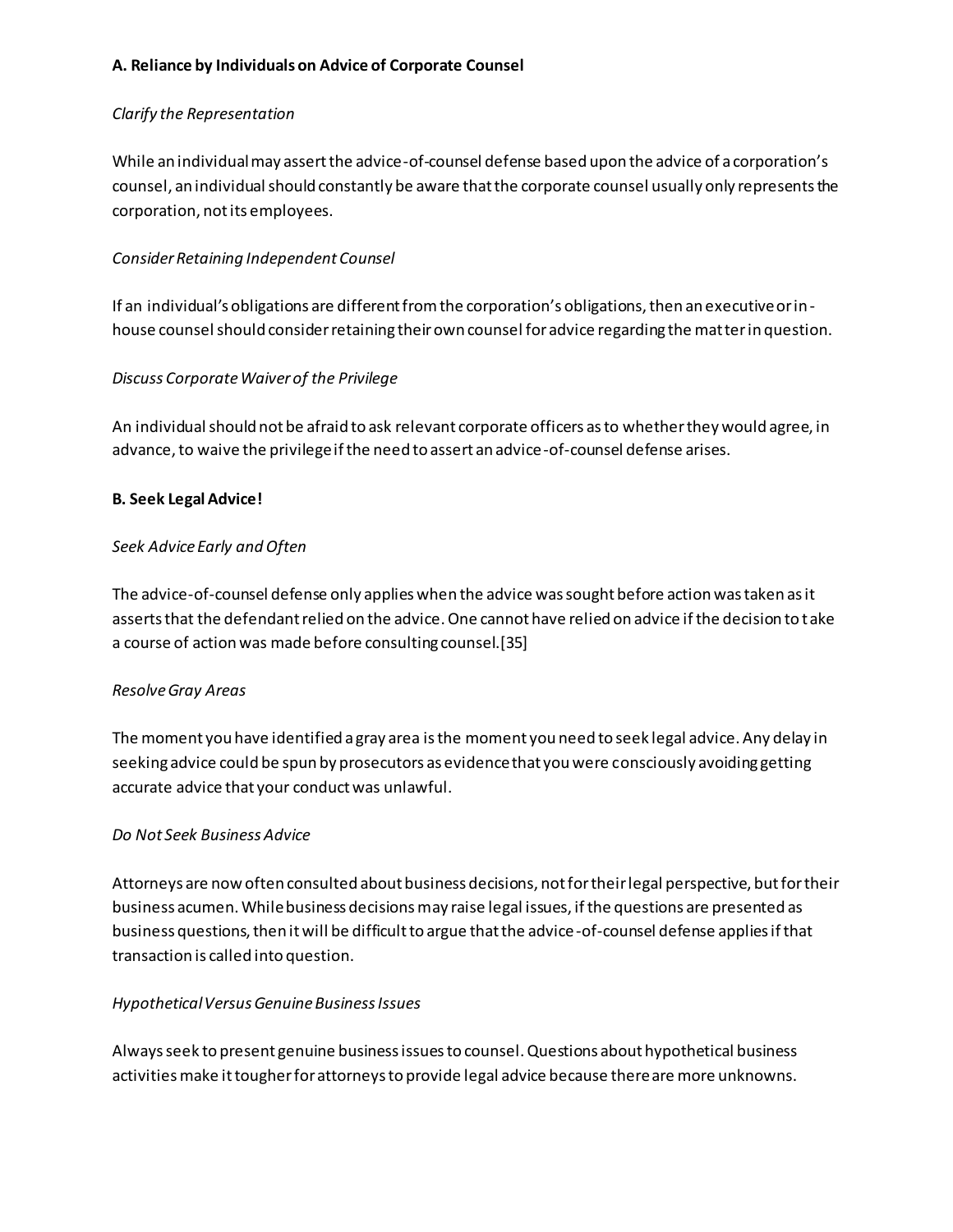### A. Reliance by Individuals on Advice of Corporate Counsel

*Clarify the Representation*

While an individual may assert the advice-of-counsel defense based upon the advice of a corporation's counsel, an individual should constantly be aware that the corporate counsel usually only represents the corporation, not its employees.

*Consider Retaining Independent Counsel*

If an individual's obligations are different from the corporation's obligations, then an executive or in-house counsel should consider retaining their own counsel for advice regarding the matter in question.

*Discuss Corporate Waiver of the Privilege*

An individual should not be afraid to ask relevant corporate officers as to whether they would agree, in advance, to waive the privilege if the need to assert an advice-of-counsel defense arises.

### B. Seek Legal Advice!

*Seek Advice Early and Often*

The advice-of-counsel defense only applies when the advice was sought before action was taken as it asserts that the defendant relied on the advice. One cannot have relied on advice if the decision to take a course of action was made before consulting counsel.[35]

*Resolve Gray Areas*

The moment you have identified a gray area is the moment you need to seek legal advice. Any delay in seeking advice could be spun by prosecutors as evidence that you were consciously avoiding getting accurate advice that your conduct was unlawful.

*Do Not Seek Business Advice*

Attorneys are now often consulted about business decisions, not for their legal perspective, but for their business acumen. While business decisions may raise legal issues, if the questions are presented as business questions, then it will be difficult to argue that the advice-of-counsel defense applies if that transaction is called into question.

*Hypothetical Versus Genuine Business Issues*

Always seek to present genuine business issues to counsel. Questions about hypothetical business activities make it tougher for attorneys to provide legal advice because there are more unknowns.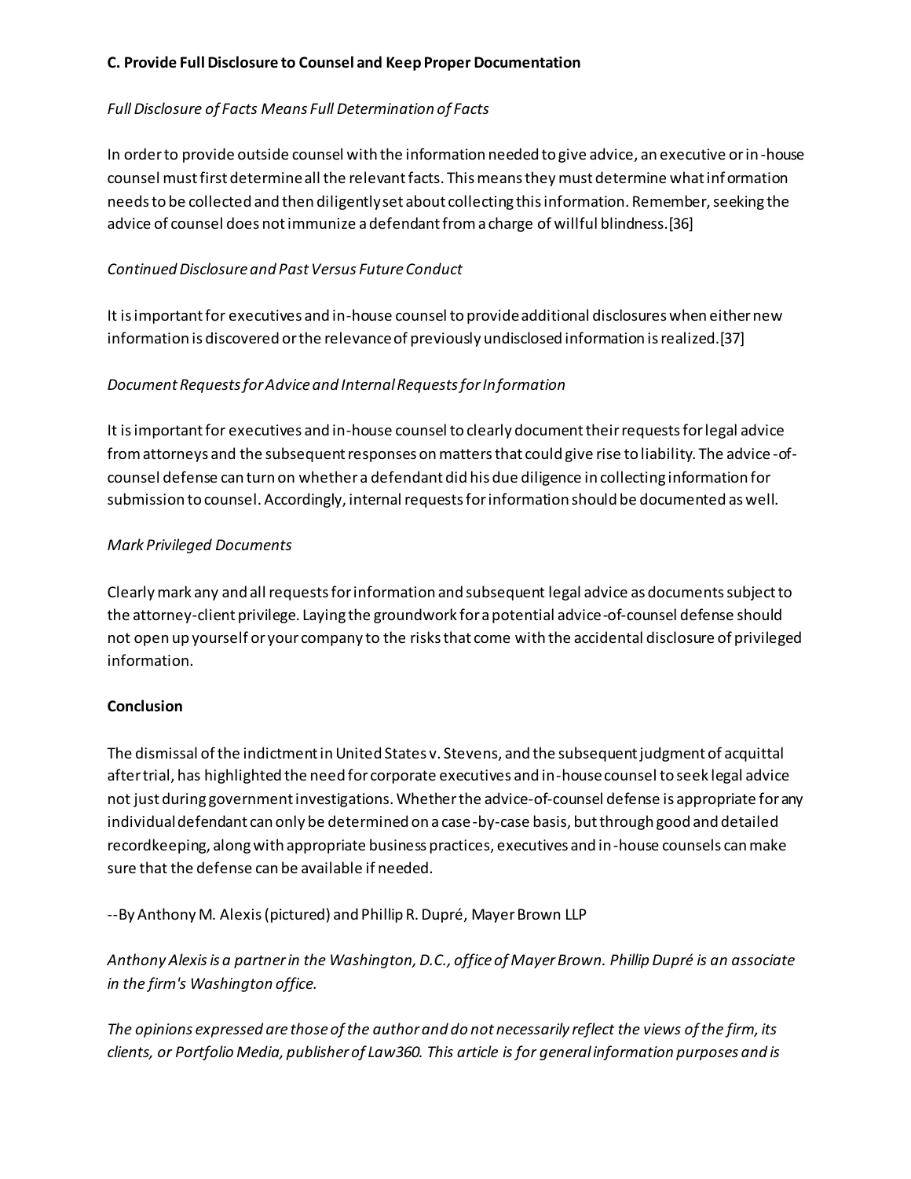**C. Provide Full Disclosure to Counsel and Keep Proper Documentation**

*Full Disclosure of Facts Means Full Determination of Facts*

In order to provide outside counsel with the information needed to give advice, an executive or in-house counsel must first determine all the relevant facts. This means they must determine what information needs to be collected and then diligently set about collecting this information. Remember, seeking the advice of counsel does not immunize a defendant from a charge of willful blindness.[36]

*Continued Disclosure and Past Versus Future Conduct*

It is important for executives and in-house counsel to provide additional disclosures when either new information is discovered or the relevance of previously undisclosed information is realized.[37]

*Document Requests for Advice and Internal Requests for Information*

It is important for executives and in-house counsel to clearly document their requests for legal advice from attorneys and the subsequent responses on matters that could give rise to liability. The advice-of-counsel defense can turn on whether a defendant did his due diligence in collecting information for submission to counsel. Accordingly, internal requests for information should be documented as well.

*Mark Privileged Documents*

Clearly mark any and all requests for information and subsequent legal advice as documents subject to the attorney-client privilege. Laying the groundwork for a potential advice-of-counsel defense should not open up yourself or your company to the risks that come with the accidental disclosure of privileged information.

**Conclusion**

The dismissal of the indictment in United States v. Stevens, and the subsequent judgment of acquittal after trial, has highlighted the need for corporate executives and in-house counsel to seek legal advice not just during government investigations. Whether the advice-of-counsel defense is appropriate for any individual defendant can only be determined on a case-by-case basis, but through good and detailed recordkeeping, along with appropriate business practices, executives and in-house counsels can make sure that the defense can be available if needed.

--By Anthony M. Alexis (pictured) and Phillip R. Dupré, Mayer Brown LLP

*Anthony Alexis is a partner in the Washington, D.C., office of Mayer Brown. Phillip Dupré is an associate in the firm's Washington office.*

*The opinions expressed are those of the author and do not necessarily reflect the views of the firm, its clients, or Portfolio Media, publisher of Law360. This article is for general information purposes and is*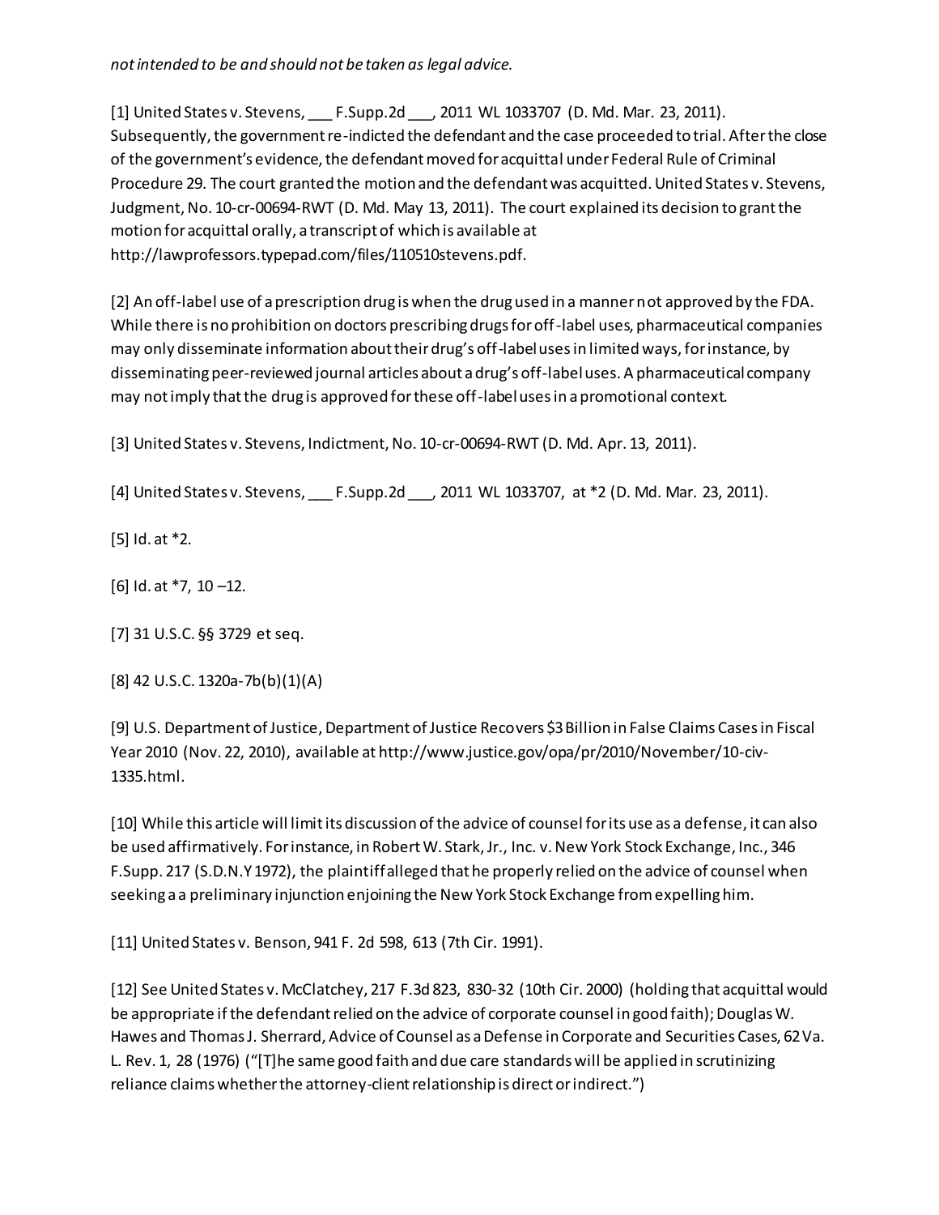*not intended to be and should not be taken as legal advice.*

[1] United States v. Stevens, ___ F.Supp.2d ___, 2011 WL 1033707 (D. Md. Mar. 23, 2011). Subsequently, the government re-indicted the defendant and the case proceeded to trial. After the close of the government's evidence, the defendant moved for acquittal under Federal Rule of Criminal Procedure 29. The court granted the motion and the defendant was acquitted. United States v. Stevens, Judgment, No. 10-cr-00694-RWT (D. Md. May 13, 2011). The court explained its decision to grant the motion for acquittal orally, a transcript of which is available at http://lawprofessors.typepad.com/files/110510stevens.pdf.

[2] An off-label use of a prescription drug is when the drug used in a manner not approved by the FDA. While there is no prohibition on doctors prescribing drugs for off-label uses, pharmaceutical companies may only disseminate information about their drug's off-label uses in limited ways, for instance, by disseminating peer-reviewed journal articles about a drug's off-label uses. A pharmaceutical company may not imply that the drug is approved for these off-label uses in a promotional context.

[3] United States v. Stevens, Indictment, No. 10-cr-00694-RWT (D. Md. Apr. 13, 2011).

[4] United States v. Stevens, ___ F.Supp.2d ___, 2011 WL 1033707, at *2 (D. Md. Mar. 23, 2011).

[5] Id. at *2.

[6] Id. at *7, 10 –12.

[7] 31 U.S.C. §§ 3729 et seq.

[8] 42 U.S.C. 1320a-7b(b)(1)(A)

[9] U.S. Department of Justice, Department of Justice Recovers $3 Billion in False Claims Cases in Fiscal Year 2010 (Nov. 22, 2010), available at http://www.justice.gov/opa/pr/2010/November/10-civ-1335.html.

[10] While this article will limit its discussion of the advice of counsel for its use as a defense, it can also be used affirmatively. For instance, in Robert W. Stark, Jr., Inc. v. New York Stock Exchange, Inc., 346 F.Supp. 217 (S.D.N.Y 1972), the plaintiff alleged that he properly relied on the advice of counsel when seeking a a preliminary injunction enjoining the New York Stock Exchange from expelling him.

[11] United States v. Benson, 941 F. 2d 598, 613 (7th Cir. 1991).

[12] See United States v. McClatchey, 217 F.3d 823, 830-32 (10th Cir. 2000) (holding that acquittal would be appropriate if the defendant relied on the advice of corporate counsel in good faith); Douglas W. Hawes and Thomas J. Sherrard, Advice of Counsel as a Defense in Corporate and Securities Cases, 62 Va. L. Rev. 1, 28 (1976) ("[T]he same good faith and due care standards will be applied in scrutinizing reliance claims whether the attorney-client relationship is direct or indirect.")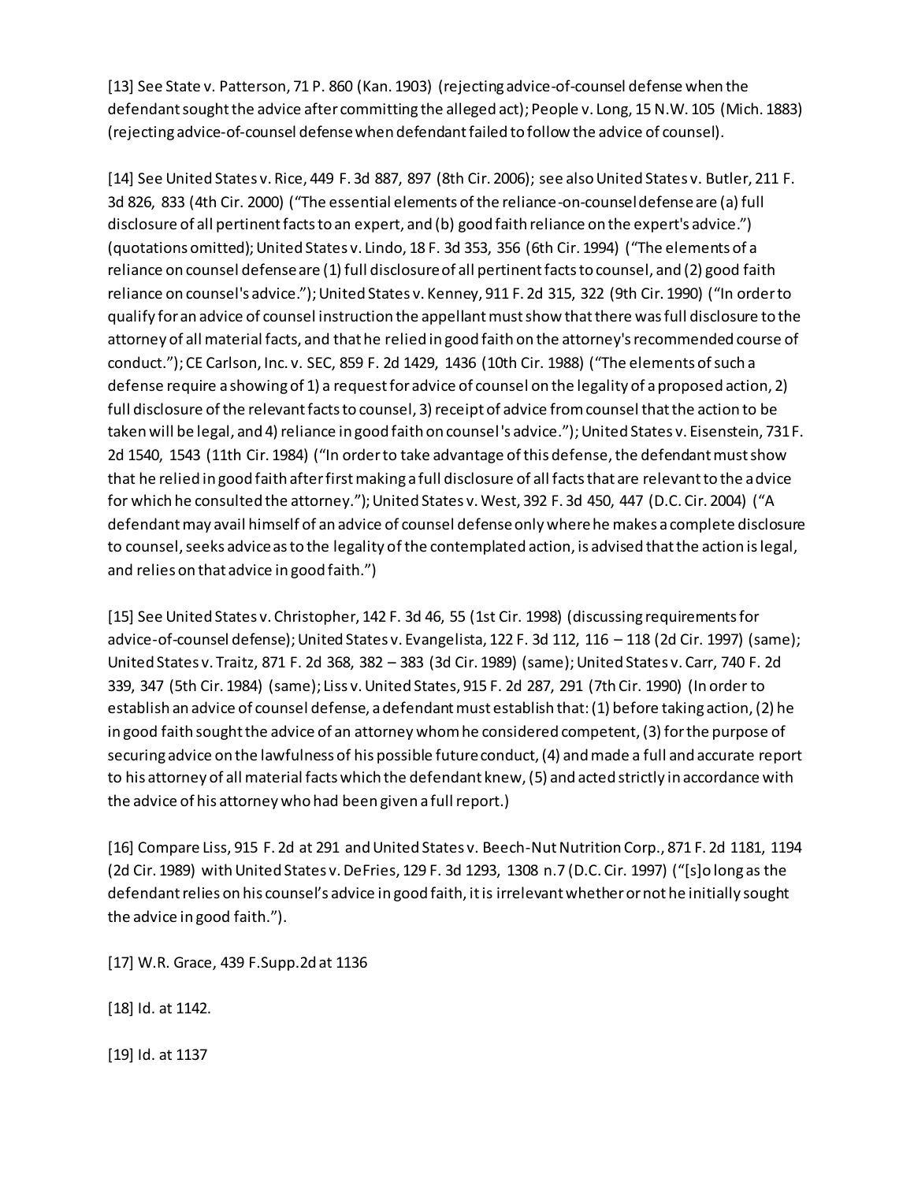[13] See State v. Patterson, 71 P. 860 (Kan. 1903) (rejecting advice-of-counsel defense when the defendant sought the advice after committing the alleged act); People v. Long, 15 N.W. 105 (Mich. 1883) (rejecting advice-of-counsel defense when defendant failed to follow the advice of counsel).

[14] See United States v. Rice, 449 F. 3d 887, 897 (8th Cir. 2006); see also United States v. Butler, 211 F. 3d 826, 833 (4th Cir. 2000) ("The essential elements of the reliance-on-counsel defense are (a) full disclosure of all pertinent facts to an expert, and (b) good faith reliance on the expert's advice.") (quotations omitted); United States v. Lindo, 18 F. 3d 353, 356 (6th Cir. 1994) ("The elements of a reliance on counsel defense are (1) full disclosure of all pertinent facts to counsel, and (2) good faith reliance on counsel's advice."); United States v. Kenney, 911 F. 2d 315, 322 (9th Cir. 1990) ("In order to qualify for an advice of counsel instruction the appellant must show that there was full disclosure to the attorney of all material facts, and that he relied in good faith on the attorney's recommended course of conduct."); CE Carlson, Inc. v. SEC, 859 F. 2d 1429, 1436 (10th Cir. 1988) ("The elements of such a defense require a showing of 1) a request for advice of counsel on the legality of a proposed action, 2) full disclosure of the relevant facts to counsel, 3) receipt of advice from counsel that the action to be taken will be legal, and 4) reliance in good faith on counsel's advice."); United States v. Eisenstein, 731 F. 2d 1540, 1543 (11th Cir. 1984) ("In order to take advantage of this defense, the defendant must show that he relied in good faith after first making a full disclosure of all facts that are relevant to the advice for which he consulted the attorney."); United States v. West, 392 F. 3d 450, 447 (D.C. Cir. 2004) ("A defendant may avail himself of an advice of counsel defense only where he makes a complete disclosure to counsel, seeks advice as to the legality of the contemplated action, is advised that the action is legal, and relies on that advice in good faith.")

[15] See United States v. Christopher, 142 F. 3d 46, 55 (1st Cir. 1998) (discussing requirements for advice-of-counsel defense); United States v. Evangelista, 122 F. 3d 112, 116 – 118 (2d Cir. 1997) (same); United States v. Traitz, 871 F. 2d 368, 382 – 383 (3d Cir. 1989) (same); United States v. Carr, 740 F. 2d 339, 347 (5th Cir. 1984) (same); Liss v. United States, 915 F. 2d 287, 291 (7th Cir. 1990) (In order to establish an advice of counsel defense, a defendant must establish that: (1) before taking action, (2) he in good faith sought the advice of an attorney whom he considered competent, (3) for the purpose of securing advice on the lawfulness of his possible future conduct, (4) and made a full and accurate report to his attorney of all material facts which the defendant knew, (5) and acted strictly in accordance with the advice of his attorney who had been given a full report.)

[16] Compare Liss, 915 F. 2d at 291 and United States v. Beech-Nut Nutrition Corp., 871 F. 2d 1181, 1194 (2d Cir. 1989) with United States v. DeFries, 129 F. 3d 1293, 1308 n.7 (D.C. Cir. 1997) ("[s]o long as the defendant relies on his counsel's advice in good faith, it is irrelevant whether or not he initially sought the advice in good faith.").

[17] W.R. Grace, 439 F.Supp.2d at 1136

[18] Id. at 1142.

[19] Id. at 1137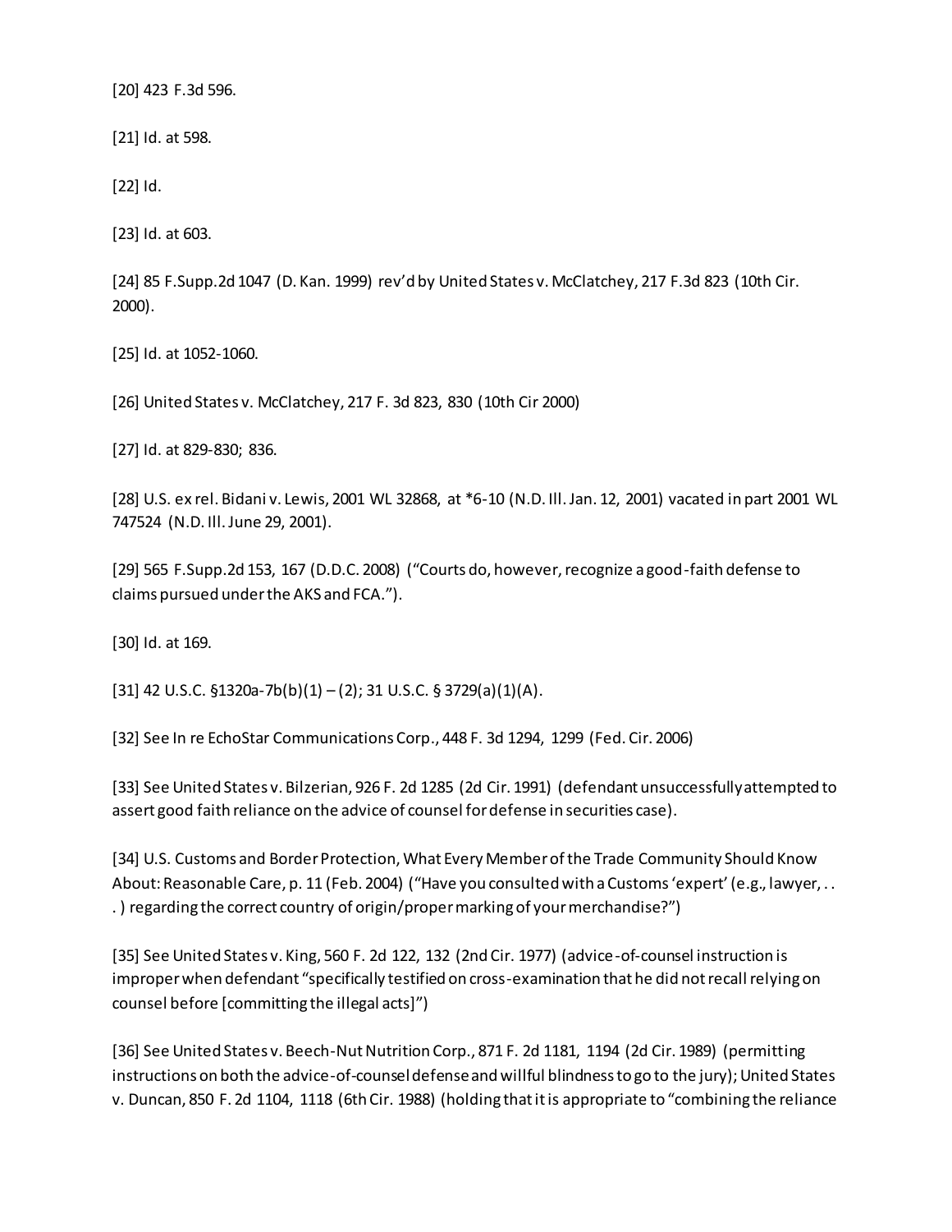[20] 423 F.3d 596.

[21] Id. at 598.

[22] Id.

[23] Id. at 603.

[24] 85 F.Supp.2d 1047 (D. Kan. 1999) rev'd by United States v. McClatchey, 217 F.3d 823 (10th Cir. 2000).

[25] Id. at 1052-1060.

[26] United States v. McClatchey, 217 F. 3d 823, 830 (10th Cir 2000)

[27] Id. at 829-830; 836.

[28] U.S. ex rel. Bidani v. Lewis, 2001 WL 32868, at *6-10 (N.D. Ill. Jan. 12, 2001) vacated in part 2001 WL 747524 (N.D. Ill. June 29, 2001).

[29] 565 F.Supp.2d 153, 167 (D.D.C. 2008) ("Courts do, however, recognize a good-faith defense to claims pursued under the AKS and FCA.").

[30] Id. at 169.

[31] 42 U.S.C. §1320a-7b(b)(1) – (2); 31 U.S.C. § 3729(a)(1)(A).

[32] See In re EchoStar Communications Corp., 448 F. 3d 1294, 1299 (Fed. Cir. 2006)

[33] See United States v. Bilzerian, 926 F. 2d 1285 (2d Cir. 1991) (defendant unsuccessfully attempted to assert good faith reliance on the advice of counsel for defense in securities case).

[34] U.S. Customs and Border Protection, What Every Member of the Trade Community Should Know About: Reasonable Care, p. 11 (Feb. 2004) ("Have you consulted with a Customs 'expert' (e.g., lawyer, . . . ) regarding the correct country of origin/proper marking of your merchandise?")

[35] See United States v. King, 560 F. 2d 122, 132 (2nd Cir. 1977) (advice-of-counsel instruction is improper when defendant "specifically testified on cross-examination that he did not recall relying on counsel before [committing the illegal acts]")

[36] See United States v. Beech-Nut Nutrition Corp., 871 F. 2d 1181, 1194 (2d Cir. 1989) (permitting instructions on both the advice-of-counsel defense and willful blindness to go to the jury); United States v. Duncan, 850 F. 2d 1104, 1118 (6th Cir. 1988) (holding that it is appropriate to "combining the reliance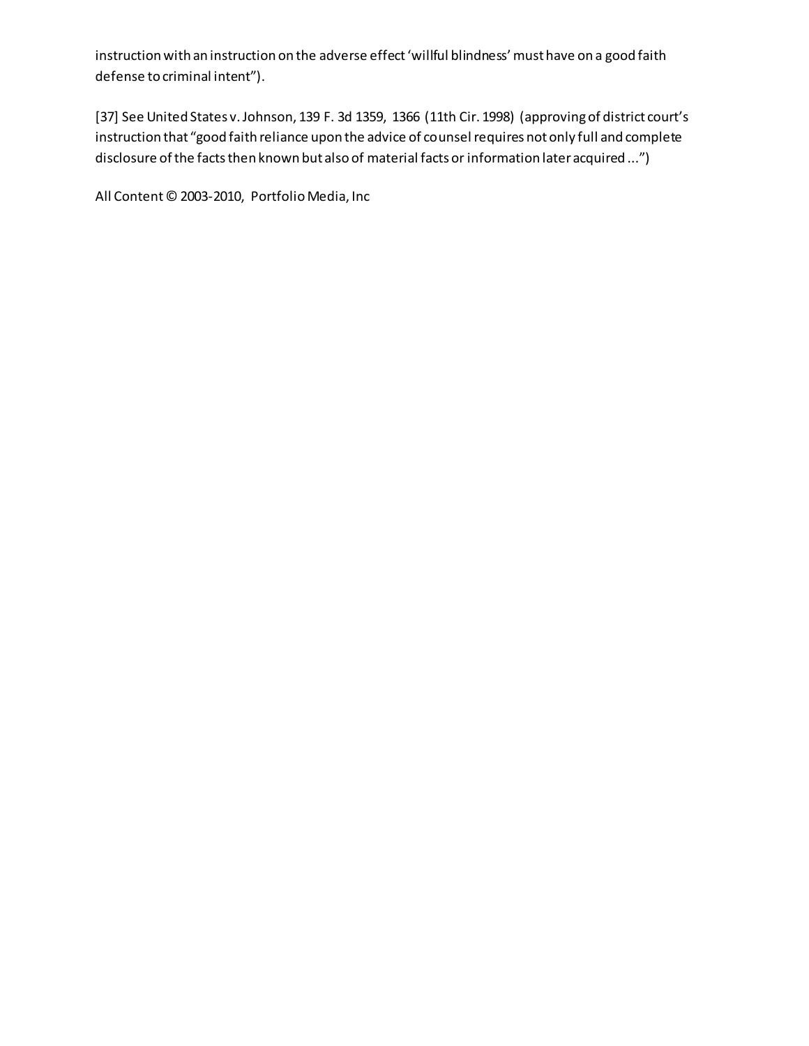instruction with an instruction on the adverse effect 'willful blindness' must have on a good faith defense to criminal intent").

[37] See United States v. Johnson, 139 F. 3d 1359, 1366 (11th Cir. 1998) (approving of district court's instruction that "good faith reliance upon the advice of counsel requires not only full and complete disclosure of the facts then known but also of material facts or information later acquired ...")

All Content © 2003-2010, Portfolio Media, Inc